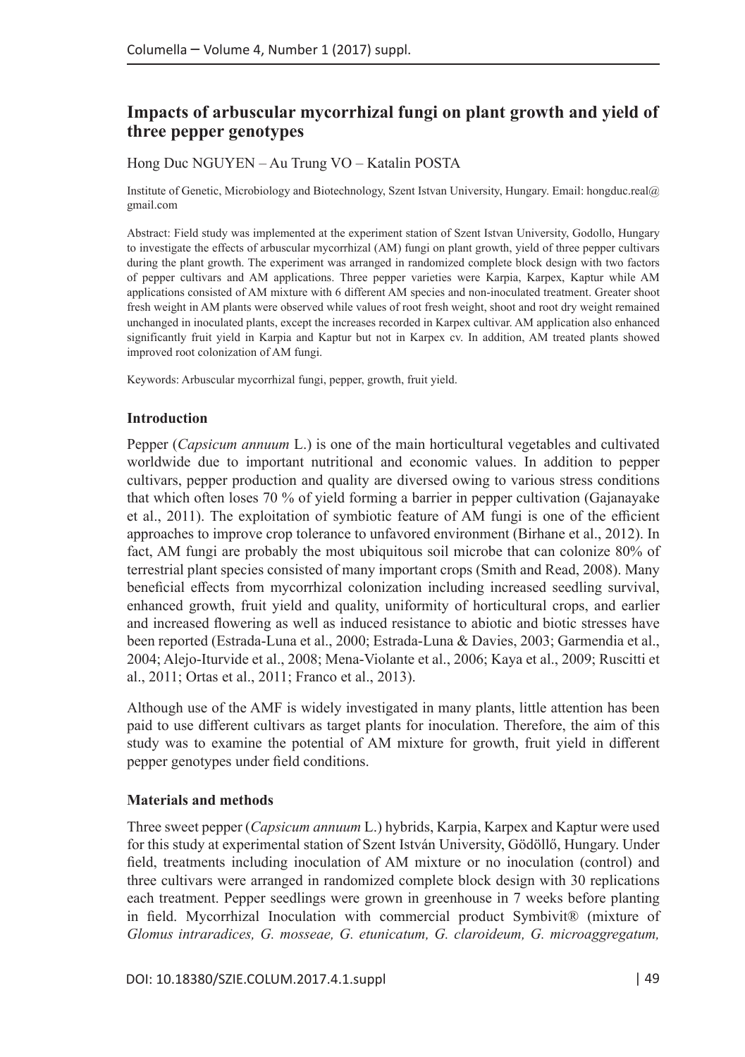## Impacts of arbuscular mycorrhizal fungi on plant growth and yield of three pepper genotypes

Hong Duc NGUYEN – Au Trung VO – Katalin POSTA

Institute of Genetic, Microbiology and Biotechnology, Szent Istvan University, Hungary. Email: hongduc.real@gmail.com

Abstract: Field study was implemented at the experiment station of Szent Istvan University, Godollo, Hungary to investigate the effects of arbuscular mycorrhizal (AM) fungi on plant growth, yield of three pepper cultivars during the plant growth. The experiment was arranged in randomized complete block design with two factors of pepper cultivars and AM applications. Three pepper varieties were Karpia, Karpex, Kaptur while AM applications consisted of AM mixture with 6 different AM species and non-inoculated treatment. Greater shoot fresh weight in AM plants were observed while values of root fresh weight, shoot and root dry weight remained unchanged in inoculated plants, except the increases recorded in Karpex cultivar. AM application also enhanced significantly fruit yield in Karpia and Kaptur but not in Karpex cv. In addition, AM treated plants showed improved root colonization of AM fungi.

Keywords: Arbuscular mycorrhizal fungi, pepper, growth, fruit yield.

### Introduction

Pepper (*Capsicum annuum* L.) is one of the main horticultural vegetables and cultivated worldwide due to important nutritional and economic values. In addition to pepper cultivars, pepper production and quality are diversed owing to various stress conditions that which often loses 70 % of yield forming a barrier in pepper cultivation (Gajanayake et al., 2011). The exploitation of symbiotic feature of AM fungi is one of the efficient approaches to improve crop tolerance to unfavored environment (Birhane et al., 2012). In fact, AM fungi are probably the most ubiquitous soil microbe that can colonize 80% of terrestrial plant species consisted of many important crops (Smith and Read, 2008). Many beneficial effects from mycorrhizal colonization including increased seedling survival, enhanced growth, fruit yield and quality, uniformity of horticultural crops, and earlier and increased flowering as well as induced resistance to abiotic and biotic stresses have been reported (Estrada-Luna et al., 2000; Estrada-Luna & Davies, 2003; Garmendia et al., 2004; Alejo-Iturvide et al., 2008; Mena-Violante et al., 2006; Kaya et al., 2009; Ruscitti et al., 2011; Ortas et al., 2011; Franco et al., 2013).

Although use of the AMF is widely investigated in many plants, little attention has been paid to use different cultivars as target plants for inoculation. Therefore, the aim of this study was to examine the potential of AM mixture for growth, fruit yield in different pepper genotypes under field conditions.

### Materials and methods

Three sweet pepper (*Capsicum annuum* L.) hybrids, Karpia, Karpex and Kaptur were used for this study at experimental station of Szent István University, Gödöllő, Hungary. Under field, treatments including inoculation of AM mixture or no inoculation (control) and three cultivars were arranged in randomized complete block design with 30 replications each treatment. Pepper seedlings were grown in greenhouse in 7 weeks before planting in field. Mycorrhizal Inoculation with commercial product Symbivit® (mixture of *Glomus intraradices, G. mosseae, G. etunicatum, G. claroideum, G. microaggregatum,*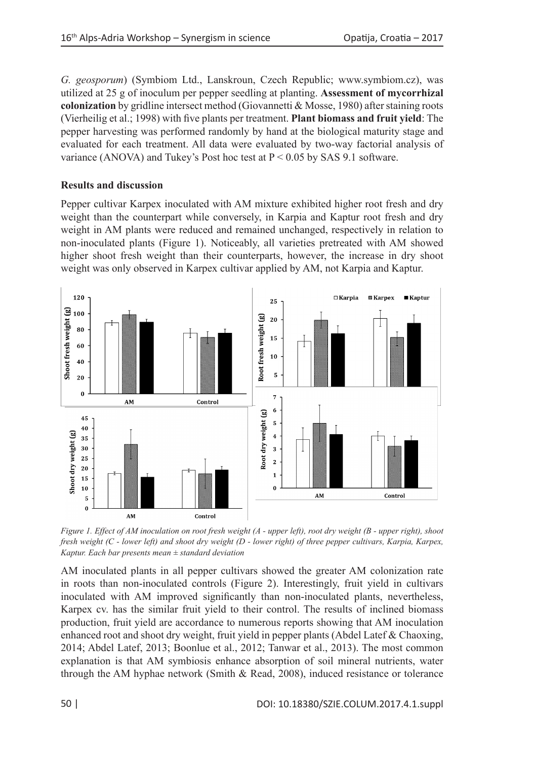*G. geosporum*) (Symbiom Ltd., Lanskroun, Czech Republic; www.symbiom.cz), was utilized at 25 g of inoculum per pepper seedling at planting. **Assessment of mycorrhizal colonization** by gridline intersect method (Giovannetti & Mosse, 1980) after staining roots (Vierheilig et al.; 1998) with five plants per treatment. **Plant biomass and fruit yield**: The pepper harvesting was performed randomly by hand at the biological maturity stage and evaluated for each treatment. All data were evaluated by two-way factorial analysis of variance (ANOVA) and Tukey's Post hoc test at $P < 0.05$ by SAS 9.1 software.

**Results and discussion**

Pepper cultivar Karpex inoculated with AM mixture exhibited higher root fresh and dry weight than the counterpart while conversely, in Karpia and Kaptur root fresh and dry weight in AM plants were reduced and remained unchanged, respectively in relation to non-inoculated plants (Figure 1). Noticeably, all varieties pretreated with AM showed higher shoot fresh weight than their counterparts, however, the increase in dry shoot weight was only observed in Karpex cultivar applied by AM, not Karpia and Kaptur.

*Figure 1. Effect of AM inoculation on root fresh weight (A - upper left), root dry weight (B - upper right), shoot fresh weight (C - lower left) and shoot dry weight (D - lower right) of three pepper cultivars, Karpia, Karpex, Kaptur. Each bar presents mean ± standard deviation*

AM inoculated plants in all pepper cultivars showed the greater AM colonization rate in roots than non-inoculated controls (Figure 2). Interestingly, fruit yield in cultivars inoculated with AM improved significantly than non-inoculated plants, nevertheless, Karpex cv. has the similar fruit yield to their control. The results of inclined biomass production, fruit yield are accordance to numerous reports showing that AM inoculation enhanced root and shoot dry weight, fruit yield in pepper plants (Abdel Latef & Chaoxing, 2014; Abdel Latef, 2013; Boonlue et al., 2012; Tanwar et al., 2013). The most common explanation is that AM symbiosis enhance absorption of soil mineral nutrients, water through the AM hyphae network (Smith & Read, 2008), induced resistance or tolerance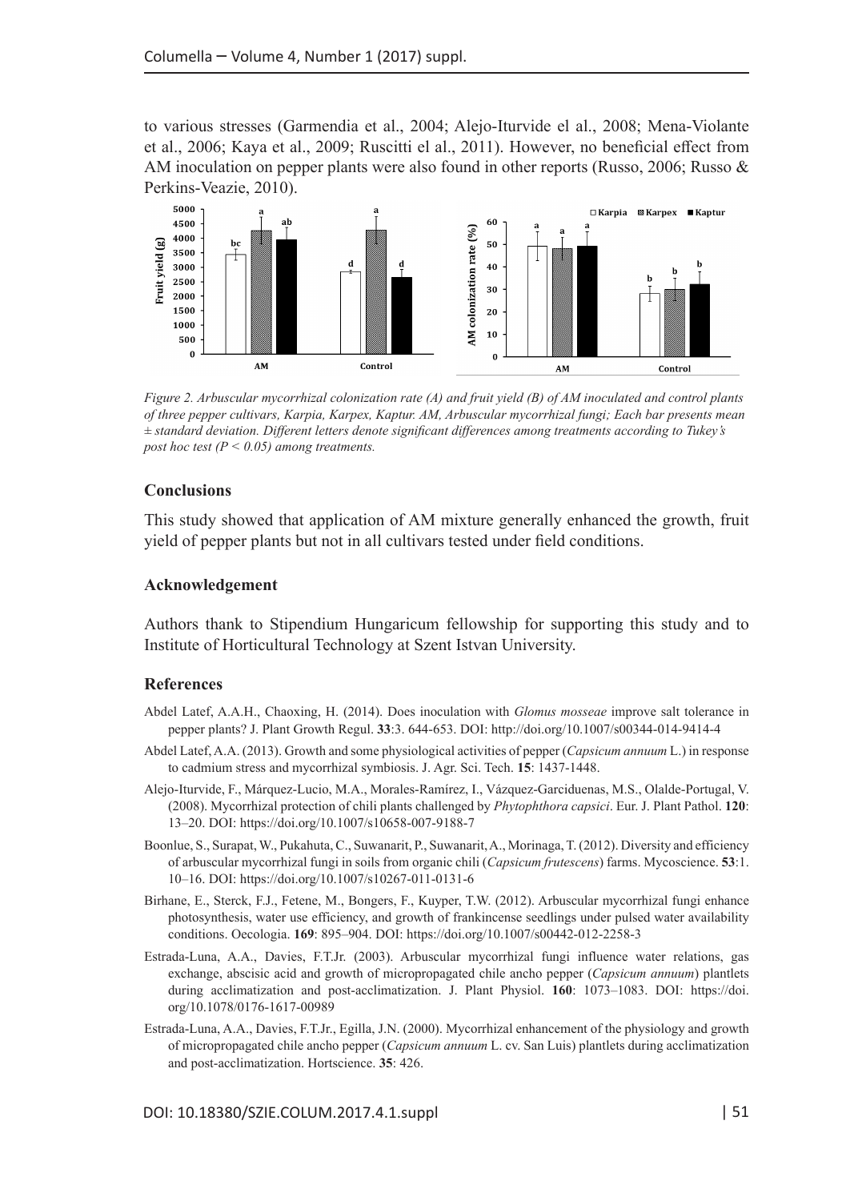to various stresses (Garmendia et al., 2004; Alejo-Iturvide el al., 2008; Mena-Violante et al., 2006; Kaya et al., 2009; Ruscitti el al., 2011). However, no beneficial effect from AM inoculation on pepper plants were also found in other reports (Russo, 2006; Russo & Perkins-Veazie, 2010).

*Figure 2. Arbuscular mycorrhizal colonization rate (A) and fruit yield (B) of AM inoculated and control plants of three pepper cultivars, Karpia, Karpex, Kaptur. AM, Arbuscular mycorrhizal fungi; Each bar presents mean ± standard deviation. Different letters denote significant differences among treatments according to Tukey's post hoc test (P < 0.05) among treatments.*

### Conclusions

This study showed that application of AM mixture generally enhanced the growth, fruit yield of pepper plants but not in all cultivars tested under field conditions.

### Acknowledgement

Authors thank to Stipendium Hungaricum fellowship for supporting this study and to Institute of Horticultural Technology at Szent Istvan University.

### References

Abdel Latef, A.A.H., Chaoxing, H. (2014). Does inoculation with *Glomus mosseae* improve salt tolerance in pepper plants? J. Plant Growth Regul. **33**:3. 644-653. DOI: http://doi.org/10.1007/s00344-014-9414-4

Abdel Latef, A.A. (2013). Growth and some physiological activities of pepper (*Capsicum annuum* L.) in response to cadmium stress and mycorrhizal symbiosis. J. Agr. Sci. Tech. **15**: 1437-1448.

Alejo-Iturvide, F., Márquez-Lucio, M.A., Morales-Ramírez, I., Vázquez-Garciduenas, M.S., Olalde-Portugal, V. (2008). Mycorrhizal protection of chili plants challenged by *Phytophthora capsici*. Eur. J. Plant Pathol. **120**: 13–20. DOI: https://doi.org/10.1007/s10658-007-9188-7

Boonlue, S., Surapat, W., Pukahuta, C., Suwanarit, P., Suwanarit, A., Morinaga, T. (2012). Diversity and efficiency of arbuscular mycorrhizal fungi in soils from organic chili (*Capsicum frutescens*) farms. Mycoscience. **53**:1. 10–16. DOI: https://doi.org/10.1007/s10267-011-0131-6

Birhane, E., Sterck, F.J., Fetene, M., Bongers, F., Kuyper, T.W. (2012). Arbuscular mycorrhizal fungi enhance photosynthesis, water use efficiency, and growth of frankincense seedlings under pulsed water availability conditions. Oecologia. **169**: 895–904. DOI: https://doi.org/10.1007/s00442-012-2258-3

Estrada-Luna, A.A., Davies, F.T.Jr. (2003). Arbuscular mycorrhizal fungi influence water relations, gas exchange, abscisic acid and growth of micropropagated chile ancho pepper (*Capsicum annuum*) plantlets during acclimatization and post-acclimatization. J. Plant Physiol. **160**: 1073–1083. DOI: https://doi.org/10.1078/0176-1617-00989

Estrada-Luna, A.A., Davies, F.T.Jr., Egilla, J.N. (2000). Mycorrhizal enhancement of the physiology and growth of micropropagated chile ancho pepper (*Capsicum annuum* L. cv. San Luis) plantlets during acclimatization and post-acclimatization. Hortscience. **35**: 426.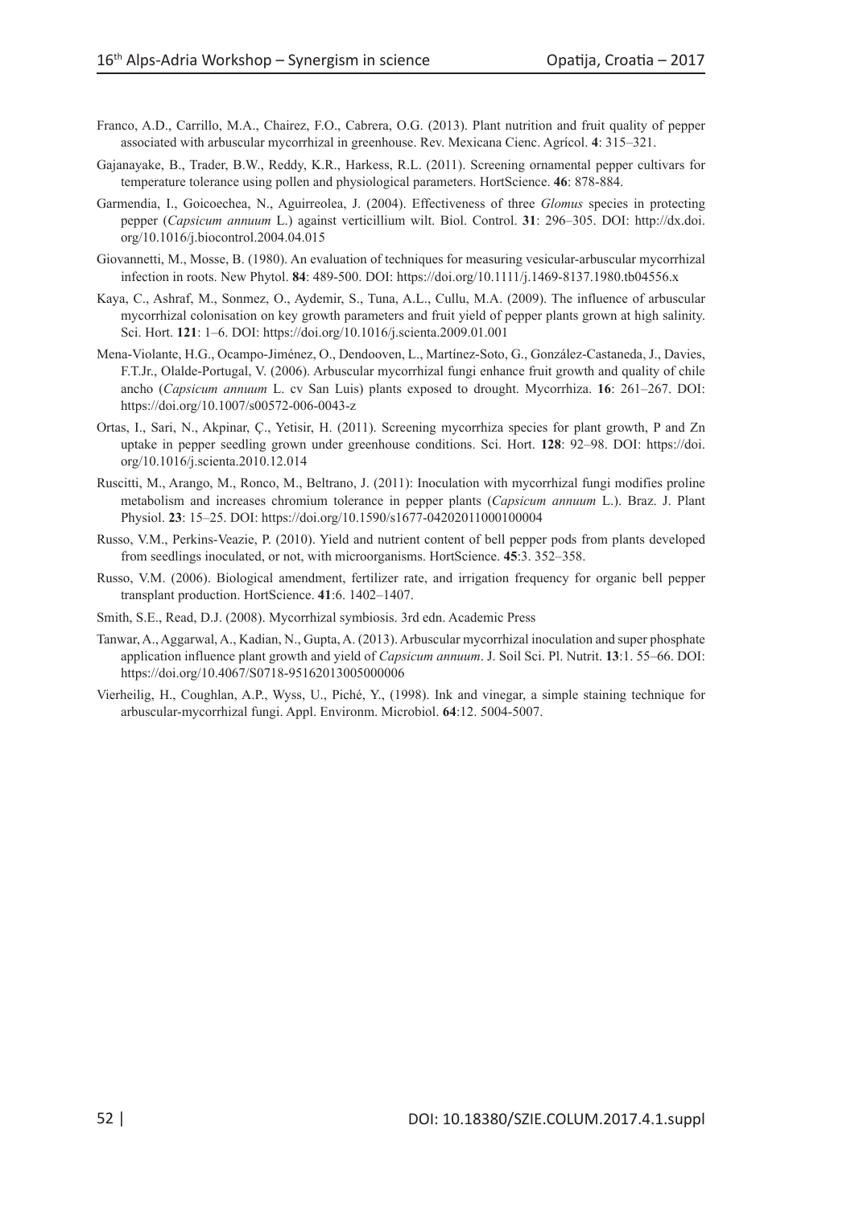Franco, A.D., Carrillo, M.A., Chairez, F.O., Cabrera, O.G. (2013). Plant nutrition and fruit quality of pepper associated with arbuscular mycorrhizal in greenhouse. Rev. Mexicana Cienc. Agrícol. **4**: 315–321.

Gajanayake, B., Trader, B.W., Reddy, K.R., Harkess, R.L. (2011). Screening ornamental pepper cultivars for temperature tolerance using pollen and physiological parameters. HortScience. **46**: 878-884.

Garmendia, I., Goicoechea, N., Aguirreolea, J. (2004). Effectiveness of three *Glomus* species in protecting pepper (*Capsicum annuum* L.) against verticillium wilt. Biol. Control. **31**: 296–305. DOI: http://dx.doi.org/10.1016/j.biocontrol.2004.04.015

Giovannetti, M., Mosse, B. (1980). An evaluation of techniques for measuring vesicular-arbuscular mycorrhizal infection in roots. New Phytol. **84**: 489-500. DOI: https://doi.org/10.1111/j.1469-8137.1980.tb04556.x

Kaya, C., Ashraf, M., Sonmez, O., Aydemir, S., Tuna, A.L., Cullu, M.A. (2009). The influence of arbuscular mycorrhizal colonisation on key growth parameters and fruit yield of pepper plants grown at high salinity. Sci. Hort. **121**: 1–6. DOI: https://doi.org/10.1016/j.scienta.2009.01.001

Mena-Violante, H.G., Ocampo-Jiménez, O., Dendooven, L., Martínez-Soto, G., González-Castaneda, J., Davies, F.T.Jr., Olalde-Portugal, V. (2006). Arbuscular mycorrhizal fungi enhance fruit growth and quality of chile ancho (*Capsicum annuum* L. cv San Luis) plants exposed to drought. Mycorrhiza. **16**: 261–267. DOI: https://doi.org/10.1007/s00572-006-0043-z

Ortas, I., Sari, N., Akpinar, Ç., Yetisir, H. (2011). Screening mycorrhiza species for plant growth, P and Zn uptake in pepper seedling grown under greenhouse conditions. Sci. Hort. **128**: 92–98. DOI: https://doi.org/10.1016/j.scienta.2010.12.014

Ruscitti, M., Arango, M., Ronco, M., Beltrano, J. (2011): Inoculation with mycorrhizal fungi modifies proline metabolism and increases chromium tolerance in pepper plants (*Capsicum annuum* L.). Braz. J. Plant Physiol. **23**: 15–25. DOI: https://doi.org/10.1590/s1677-04202011000100004

Russo, V.M., Perkins-Veazie, P. (2010). Yield and nutrient content of bell pepper pods from plants developed from seedlings inoculated, or not, with microorganisms. HortScience. **45**:3. 352–358.

Russo, V.M. (2006). Biological amendment, fertilizer rate, and irrigation frequency for organic bell pepper transplant production. HortScience. **41**:6. 1402–1407.

Smith, S.E., Read, D.J. (2008). Mycorrhizal symbiosis. 3rd edn. Academic Press

Tanwar, A., Aggarwal, A., Kadian, N., Gupta, A. (2013). Arbuscular mycorrhizal inoculation and super phosphate application influence plant growth and yield of *Capsicum annuum*. J. Soil Sci. Pl. Nutrit. **13**:1. 55–66. DOI: https://doi.org/10.4067/S0718-95162013005000006

Vierheilig, H., Coughlan, A.P., Wyss, U., Piché, Y., (1998). Ink and vinegar, a simple staining technique for arbuscular-mycorrhizal fungi. Appl. Environm. Microbiol. **64**:12. 5004-5007.